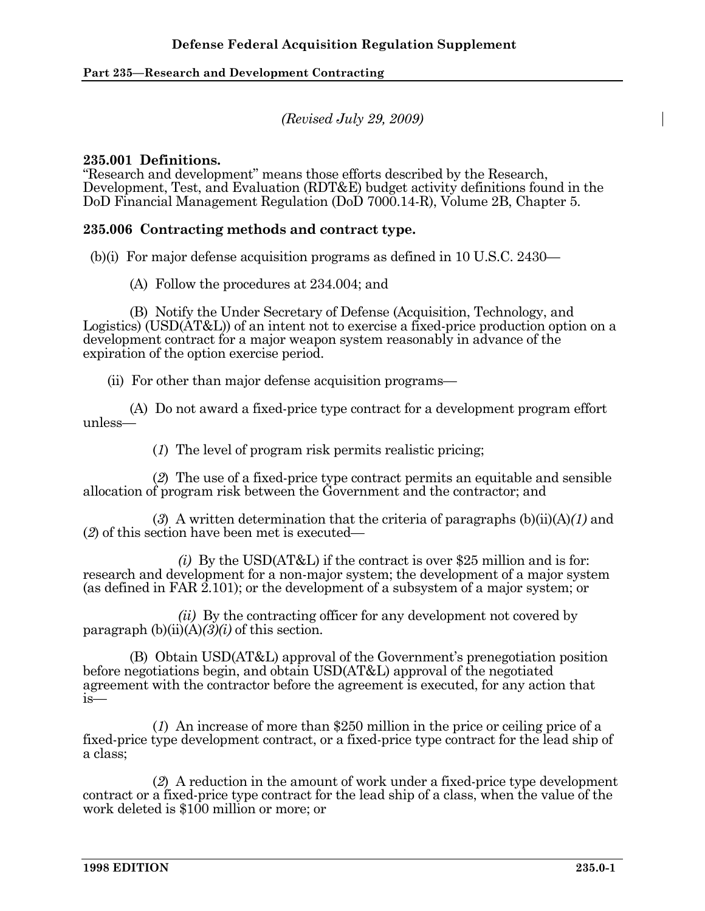# Defense Federal Acquisition Regulation Supplement

## Part 235—Research and Development Contracting

*(Revised July 29, 2009)*

### 235.001 Definitions.

"Research and development" means those efforts described by the Research, Development, Test, and Evaluation (RDT&E) budget activity definitions found in the DoD Financial Management Regulation (DoD 7000.14-R), Volume 2B, Chapter 5.

### 235.006 Contracting methods and contract type.

(b)(i) For major defense acquisition programs as defined in 10 U.S.C. 2430—

(A) Follow the procedures at 234.004; and

(B) Notify the Under Secretary of Defense (Acquisition, Technology, and Logistics) (USD(AT&L)) of an intent not to exercise a fixed-price production option on a development contract for a major weapon system reasonably in advance of the expiration of the option exercise period.

(ii) For other than major defense acquisition programs—

(A) Do not award a fixed-price type contract for a development program effort unless—

(*1*) The level of program risk permits realistic pricing;

(*2*) The use of a fixed-price type contract permits an equitable and sensible allocation of program risk between the Government and the contractor; and

(*3*) A written determination that the criteria of paragraphs (b)(ii)(A)*(1)* and (*2*) of this section have been met is executed—

*(i)* By the USD(AT&L) if the contract is over $25 million and is for: research and development for a non-major system; the development of a major system (as defined in FAR 2.101); or the development of a subsystem of a major system; or

*(ii)* By the contracting officer for any development not covered by paragraph (b)(ii)(A)*(3)(i)* of this section.

(B) Obtain USD(AT&L) approval of the Government's prenegotiation position before negotiations begin, and obtain USD(AT&L) approval of the negotiated agreement with the contractor before the agreement is executed, for any action that is—

(*1*) An increase of more than $250 million in the price or ceiling price of a fixed-price type development contract, or a fixed-price type contract for the lead ship of a class;

(*2*) A reduction in the amount of work under a fixed-price type development contract or a fixed-price type contract for the lead ship of a class, when the value of the work deleted is $100 million or more; or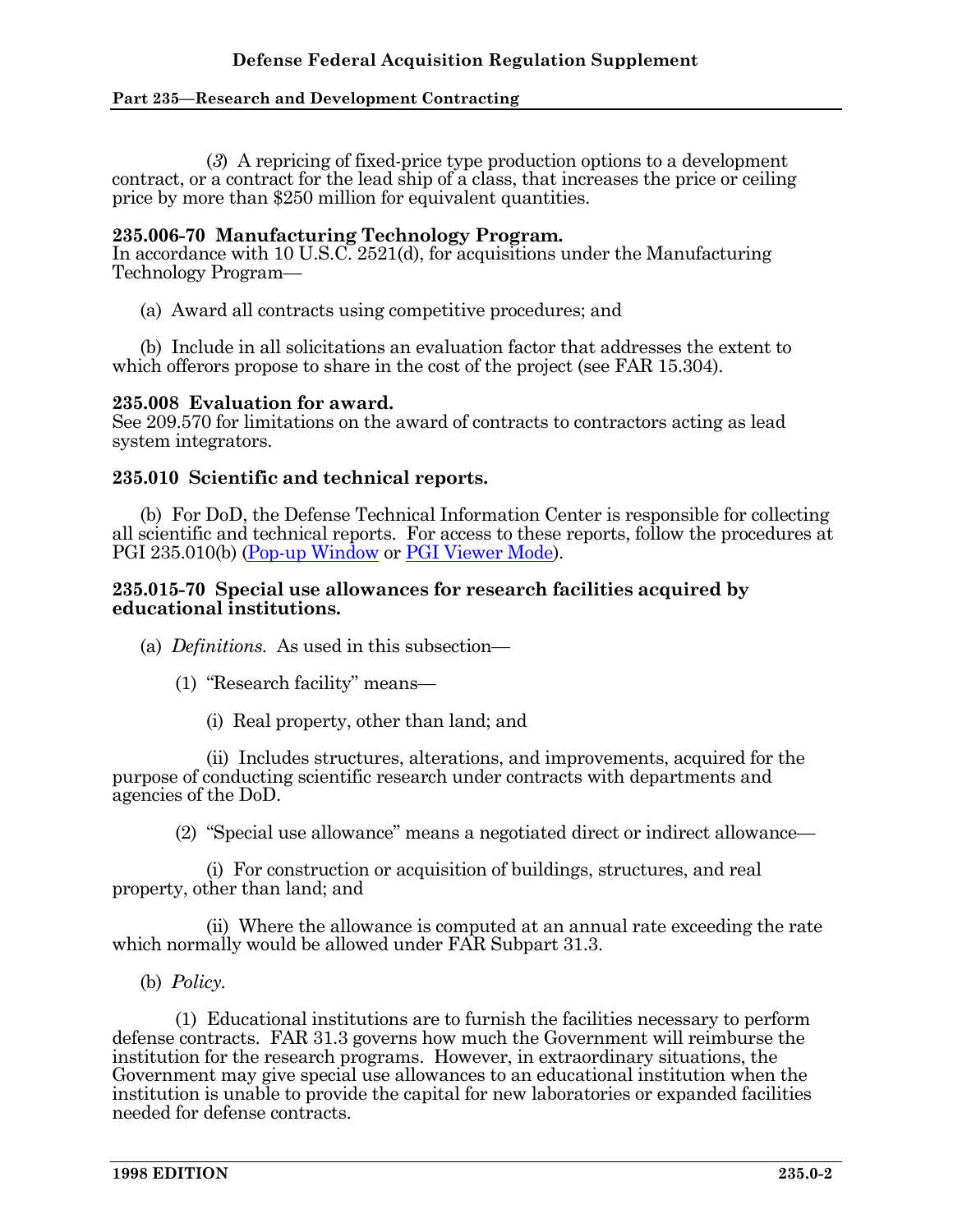(*3*) A repricing of fixed-price type production options to a development contract, or a contract for the lead ship of a class, that increases the price or ceiling price by more than $250 million for equivalent quantities.

**235.006-70 Manufacturing Technology Program.**
In accordance with 10 U.S.C. 2521(d), for acquisitions under the Manufacturing Technology Program—

(a) Award all contracts using competitive procedures; and

(b) Include in all solicitations an evaluation factor that addresses the extent to which offerors propose to share in the cost of the project (see FAR 15.304).

**235.008 Evaluation for award.**
See 209.570 for limitations on the award of contracts to contractors acting as lead system integrators.

**235.010 Scientific and technical reports.**

(b) For DoD, the Defense Technical Information Center is responsible for collecting all scientific and technical reports. For access to these reports, follow the procedures at PGI 235.010(b) (Pop-up Window or PGI Viewer Mode).

**235.015-70 Special use allowances for research facilities acquired by educational institutions.**

(a) *Definitions.* As used in this subsection—

(1) "Research facility" means—

(i) Real property, other than land; and

(ii) Includes structures, alterations, and improvements, acquired for the purpose of conducting scientific research under contracts with departments and agencies of the DoD.

(2) "Special use allowance" means a negotiated direct or indirect allowance—

(i) For construction or acquisition of buildings, structures, and real property, other than land; and

(ii) Where the allowance is computed at an annual rate exceeding the rate which normally would be allowed under FAR Subpart 31.3.

(b) *Policy.*

(1) Educational institutions are to furnish the facilities necessary to perform defense contracts. FAR 31.3 governs how much the Government will reimburse the institution for the research programs. However, in extraordinary situations, the Government may give special use allowances to an educational institution when the institution is unable to provide the capital for new laboratories or expanded facilities needed for defense contracts.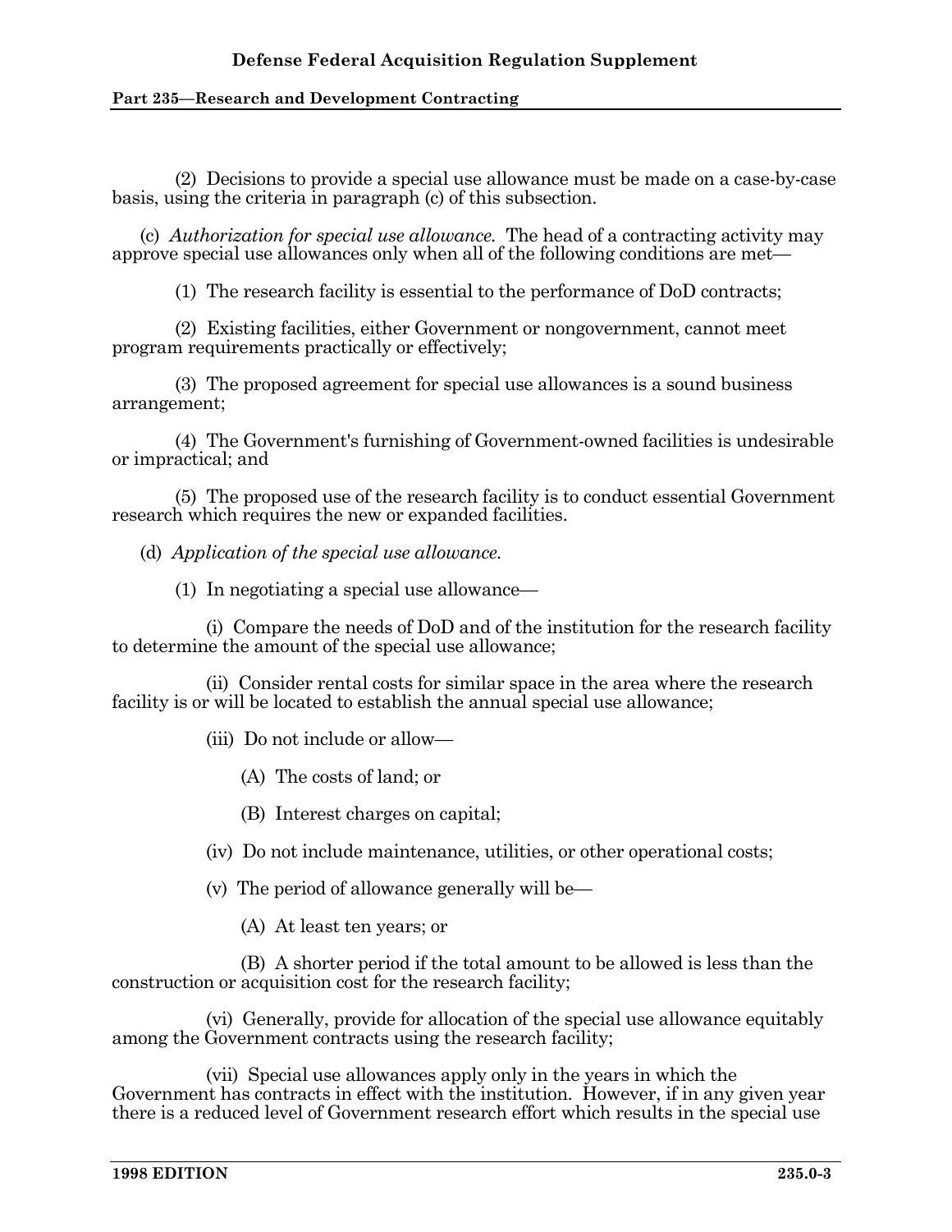(2) Decisions to provide a special use allowance must be made on a case-by-case basis, using the criteria in paragraph (c) of this subsection.

(c) *Authorization for special use allowance.* The head of a contracting activity may approve special use allowances only when all of the following conditions are met—

(1) The research facility is essential to the performance of DoD contracts;

(2) Existing facilities, either Government or nongovernment, cannot meet program requirements practically or effectively;

(3) The proposed agreement for special use allowances is a sound business arrangement;

(4) The Government's furnishing of Government-owned facilities is undesirable or impractical; and

(5) The proposed use of the research facility is to conduct essential Government research which requires the new or expanded facilities.

(d) *Application of the special use allowance.*

(1) In negotiating a special use allowance—

(i) Compare the needs of DoD and of the institution for the research facility to determine the amount of the special use allowance;

(ii) Consider rental costs for similar space in the area where the research facility is or will be located to establish the annual special use allowance;

(iii) Do not include or allow—

(A) The costs of land; or

(B) Interest charges on capital;

(iv) Do not include maintenance, utilities, or other operational costs;

(v) The period of allowance generally will be—

(A) At least ten years; or

(B) A shorter period if the total amount to be allowed is less than the construction or acquisition cost for the research facility;

(vi) Generally, provide for allocation of the special use allowance equitably among the Government contracts using the research facility;

(vii) Special use allowances apply only in the years in which the Government has contracts in effect with the institution. However, if in any given year there is a reduced level of Government research effort which results in the special use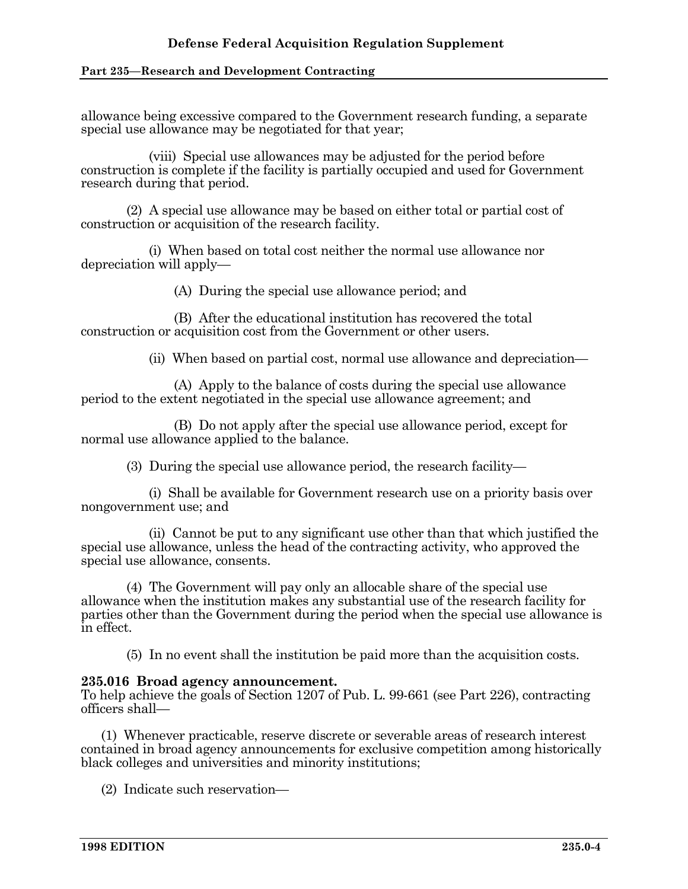allowance being excessive compared to the Government research funding, a separate special use allowance may be negotiated for that year;

(viii) Special use allowances may be adjusted for the period before construction is complete if the facility is partially occupied and used for Government research during that period.

(2) A special use allowance may be based on either total or partial cost of construction or acquisition of the research facility.

(i) When based on total cost neither the normal use allowance nor depreciation will apply—

(A) During the special use allowance period; and

(B) After the educational institution has recovered the total construction or acquisition cost from the Government or other users.

(ii) When based on partial cost, normal use allowance and depreciation—

(A) Apply to the balance of costs during the special use allowance period to the extent negotiated in the special use allowance agreement; and

(B) Do not apply after the special use allowance period, except for normal use allowance applied to the balance.

(3) During the special use allowance period, the research facility—

(i) Shall be available for Government research use on a priority basis over nongovernment use; and

(ii) Cannot be put to any significant use other than that which justified the special use allowance, unless the head of the contracting activity, who approved the special use allowance, consents.

(4) The Government will pay only an allocable share of the special use allowance when the institution makes any substantial use of the research facility for parties other than the Government during the period when the special use allowance is in effect.

(5) In no event shall the institution be paid more than the acquisition costs.

**235.016 Broad agency announcement.**
To help achieve the goals of Section 1207 of Pub. L. 99-661 (see Part 226), contracting officers shall—

(1) Whenever practicable, reserve discrete or severable areas of research interest contained in broad agency announcements for exclusive competition among historically black colleges and universities and minority institutions;

(2) Indicate such reservation—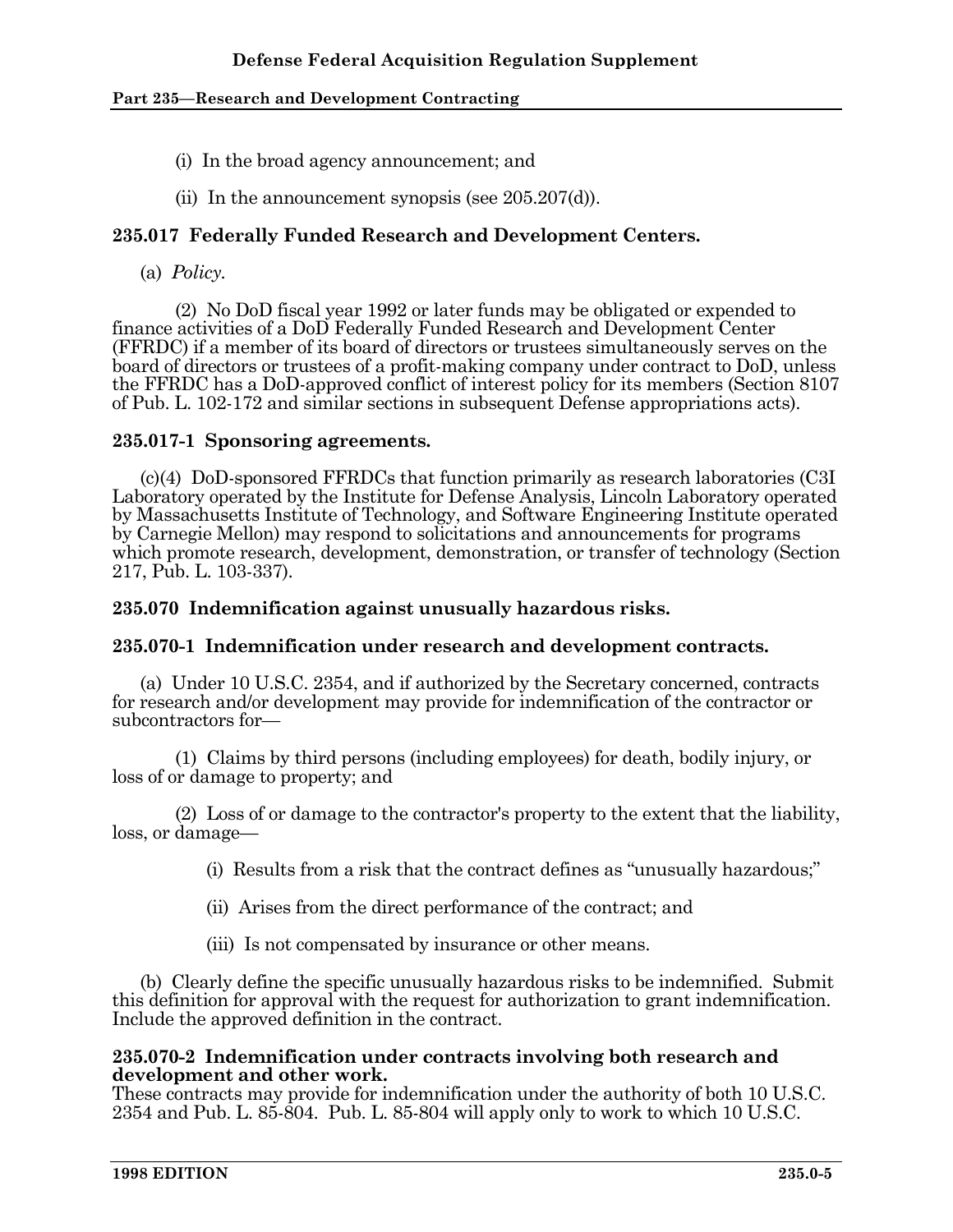(i) In the broad agency announcement; and

(ii) In the announcement synopsis (see 205.207(d)).

## 235.017 Federally Funded Research and Development Centers.

(a) *Policy.*

(2) No DoD fiscal year 1992 or later funds may be obligated or expended to finance activities of a DoD Federally Funded Research and Development Center (FFRDC) if a member of its board of directors or trustees simultaneously serves on the board of directors or trustees of a profit-making company under contract to DoD, unless the FFRDC has a DoD-approved conflict of interest policy for its members (Section 8107 of Pub. L. 102-172 and similar sections in subsequent Defense appropriations acts).

## 235.017-1 Sponsoring agreements.

(c)(4) DoD-sponsored FFRDCs that function primarily as research laboratories (C3I Laboratory operated by the Institute for Defense Analysis, Lincoln Laboratory operated by Massachusetts Institute of Technology, and Software Engineering Institute operated by Carnegie Mellon) may respond to solicitations and announcements for programs which promote research, development, demonstration, or transfer of technology (Section 217, Pub. L. 103-337).

## 235.070 Indemnification against unusually hazardous risks.

## 235.070-1 Indemnification under research and development contracts.

(a) Under 10 U.S.C. 2354, and if authorized by the Secretary concerned, contracts for research and/or development may provide for indemnification of the contractor or subcontractors for—

(1) Claims by third persons (including employees) for death, bodily injury, or loss of or damage to property; and

(2) Loss of or damage to the contractor's property to the extent that the liability, loss, or damage—

(i) Results from a risk that the contract defines as "unusually hazardous;"

(ii) Arises from the direct performance of the contract; and

(iii) Is not compensated by insurance or other means.

(b) Clearly define the specific unusually hazardous risks to be indemnified. Submit this definition for approval with the request for authorization to grant indemnification. Include the approved definition in the contract.

## 235.070-2 Indemnification under contracts involving both research and development and other work.

These contracts may provide for indemnification under the authority of both 10 U.S.C. 2354 and Pub. L. 85-804. Pub. L. 85-804 will apply only to work to which 10 U.S.C.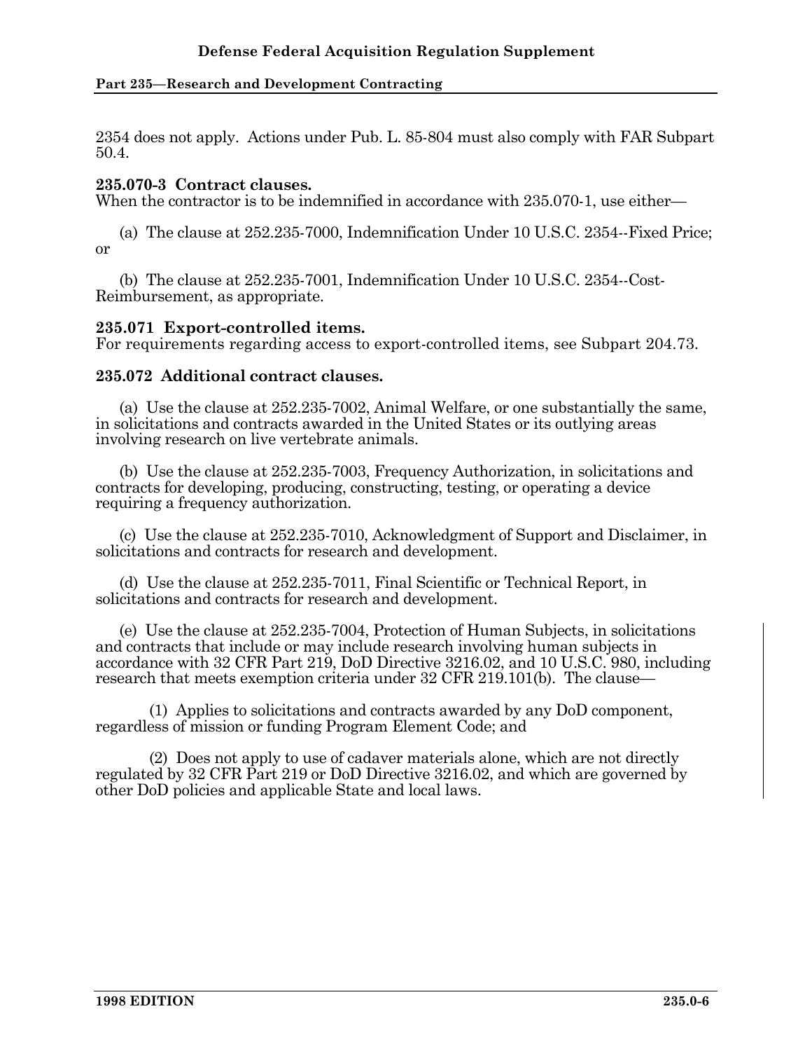2354 does not apply. Actions under Pub. L. 85-804 must also comply with FAR Subpart 50.4.

**235.070-3 Contract clauses.**
When the contractor is to be indemnified in accordance with 235.070-1, use either—

(a) The clause at 252.235-7000, Indemnification Under 10 U.S.C. 2354--Fixed Price; or

(b) The clause at 252.235-7001, Indemnification Under 10 U.S.C. 2354--Cost-Reimbursement, as appropriate.

**235.071 Export-controlled items.**
For requirements regarding access to export-controlled items, see Subpart 204.73.

**235.072 Additional contract clauses.**

(a) Use the clause at 252.235-7002, Animal Welfare, or one substantially the same, in solicitations and contracts awarded in the United States or its outlying areas involving research on live vertebrate animals.

(b) Use the clause at 252.235-7003, Frequency Authorization, in solicitations and contracts for developing, producing, constructing, testing, or operating a device requiring a frequency authorization.

(c) Use the clause at 252.235-7010, Acknowledgment of Support and Disclaimer, in solicitations and contracts for research and development.

(d) Use the clause at 252.235-7011, Final Scientific or Technical Report, in solicitations and contracts for research and development.

(e) Use the clause at 252.235-7004, Protection of Human Subjects, in solicitations and contracts that include or may include research involving human subjects in accordance with 32 CFR Part 219, DoD Directive 3216.02, and 10 U.S.C. 980, including research that meets exemption criteria under 32 CFR 219.101(b). The clause—

(1) Applies to solicitations and contracts awarded by any DoD component, regardless of mission or funding Program Element Code; and

(2) Does not apply to use of cadaver materials alone, which are not directly regulated by 32 CFR Part 219 or DoD Directive 3216.02, and which are governed by other DoD policies and applicable State and local laws.